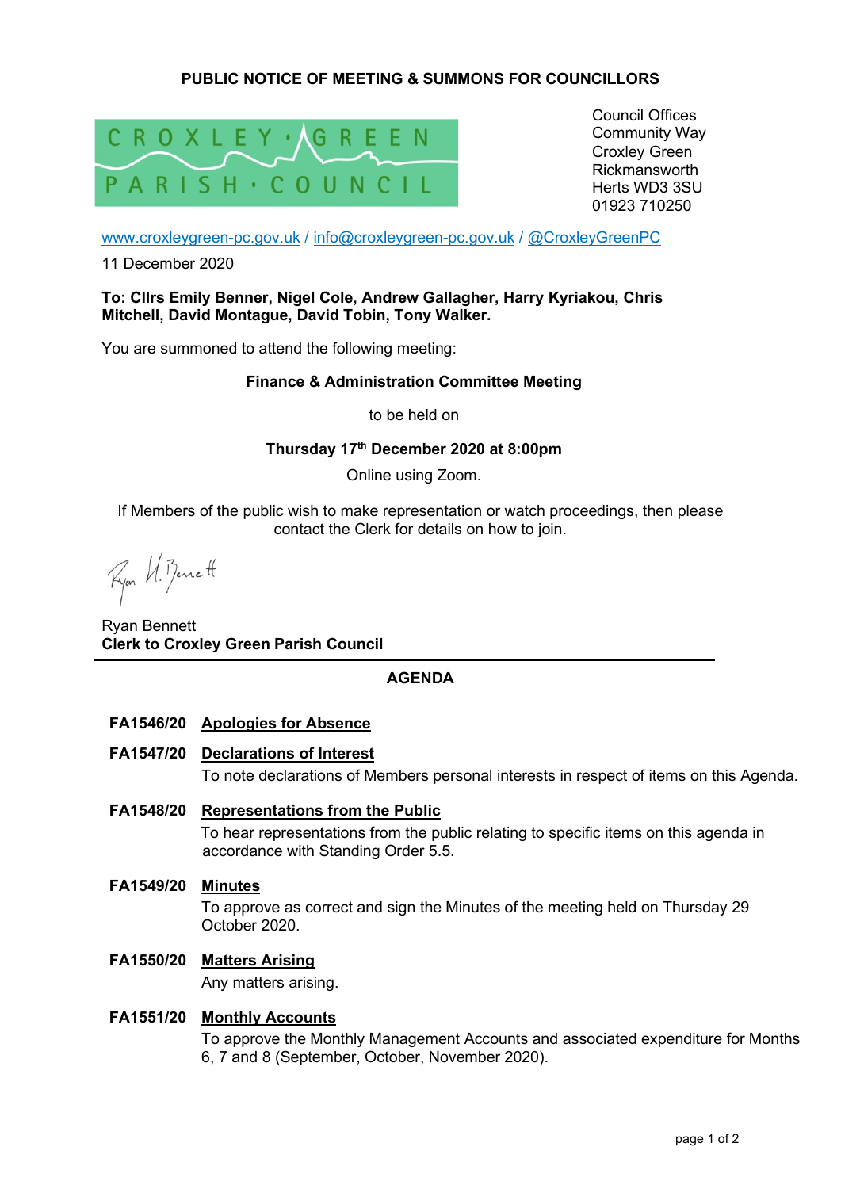**PUBLIC NOTICE OF MEETING & SUMMONS FOR COUNCILLORS**

CROXLEY GREEN PARISH COUNCIL

Council Offices
Community Way
Croxley Green
Rickmansworth
Herts WD3 3SU
01923 710250

www.croxleygreen-pc.gov.uk / info@croxleygreen-pc.gov.uk / @CroxleyGreenPC

11 December 2020

**To: Cllrs Emily Benner, Nigel Cole, Andrew Gallagher, Harry Kyriakou, Chris Mitchell, David Montague, David Tobin, Tony Walker.**

You are summoned to attend the following meeting:

**Finance & Administration Committee Meeting**

to be held on

**Thursday 17th December 2020 at 8:00pm**

Online using Zoom.

If Members of the public wish to make representation or watch proceedings, then please contact the Clerk for details on how to join.

Ryan Bennett
**Clerk to Croxley Green Parish Council**

---

## AGENDA

**FA1546/20 Apologies for Absence**

**FA1547/20 Declarations of Interest**

To note declarations of Members personal interests in respect of items on this Agenda.

**FA1548/20 Representations from the Public**

To hear representations from the public relating to specific items on this agenda in accordance with Standing Order 5.5.

**FA1549/20 Minutes**

To approve as correct and sign the Minutes of the meeting held on Thursday 29 October 2020.

**FA1550/20 Matters Arising**

Any matters arising.

**FA1551/20 Monthly Accounts**

To approve the Monthly Management Accounts and associated expenditure for Months 6, 7 and 8 (September, October, November 2020).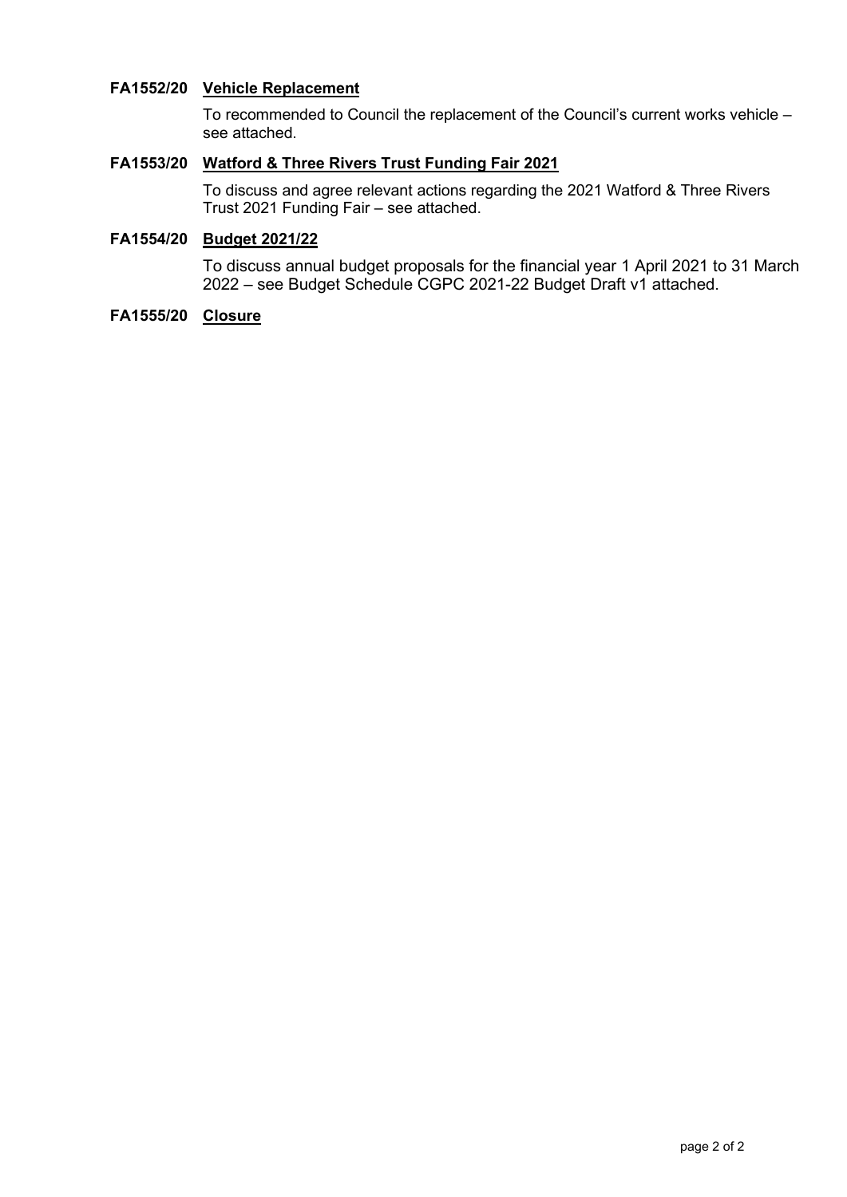**FA1552/20 Vehicle Replacement**

To recommended to Council the replacement of the Council's current works vehicle – see attached.

**FA1553/20 Watford & Three Rivers Trust Funding Fair 2021**

To discuss and agree relevant actions regarding the 2021 Watford & Three Rivers Trust 2021 Funding Fair – see attached.

**FA1554/20 Budget 2021/22**

To discuss annual budget proposals for the financial year 1 April 2021 to 31 March 2022 – see Budget Schedule CGPC 2021-22 Budget Draft v1 attached.

**FA1555/20 Closure**